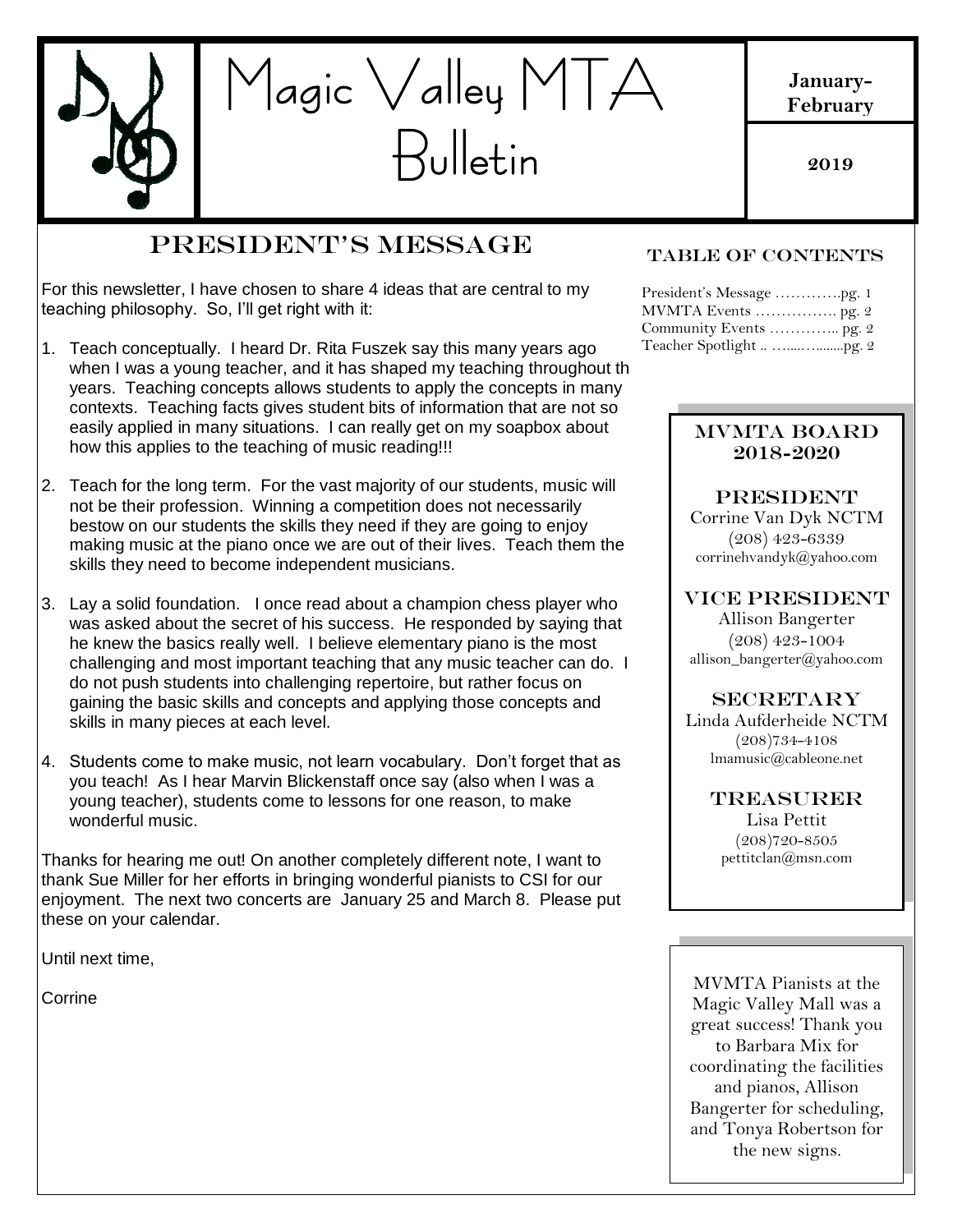# Magic Valley MTA Bulletin

**January-February**

**2019**

## President's Message

For this newsletter, I have chosen to share 4 ideas that are central to my teaching philosophy. So, I'll get right with it:

1. Teach conceptually. I heard Dr. Rita Fuszek say this many years ago when I was a young teacher, and it has shaped my teaching throughout th years. Teaching concepts allows students to apply the concepts in many contexts. Teaching facts gives student bits of information that are not so easily applied in many situations. I can really get on my soapbox about how this applies to the teaching of music reading!!!

2. Teach for the long term. For the vast majority of our students, music will not be their profession. Winning a competition does not necessarily bestow on our students the skills they need if they are going to enjoy making music at the piano once we are out of their lives. Teach them the skills they need to become independent musicians.

3. Lay a solid foundation. I once read about a champion chess player who was asked about the secret of his success. He responded by saying that he knew the basics really well. I believe elementary piano is the most challenging and most important teaching that any music teacher can do. I do not push students into challenging repertoire, but rather focus on gaining the basic skills and concepts and applying those concepts and skills in many pieces at each level.

4. Students come to make music, not learn vocabulary. Don't forget that as you teach! As I hear Marvin Blickenstaff once say (also when I was a young teacher), students come to lessons for one reason, to make wonderful music.

Thanks for hearing me out! On another completely different note, I want to thank Sue Miller for her efforts in bringing wonderful pianists to CSI for our enjoyment. The next two concerts are January 25 and March 8. Please put these on your calendar.

Until next time,

Corrine

### Table of Contents

President's Message ………….pg. 1
MVMTA Events ……………. pg. 2
Community Events ………….. pg. 2
Teacher Spotlight .. …..…........pg. 2

### MVMTA Board 2018-2020

**President**
Corrine Van Dyk NCTM
(208) 423-6339
corrinehvandyk@yahoo.com

**Vice President**
Allison Bangerter
(208) 423-1004
allison_bangerter@yahoo.com

**Secretary**
Linda Aufderheide NCTM
(208)734-4108
lmamusic@cableone.net

**Treasurer**
Lisa Pettit
(208)720-8505
pettitclan@msn.com

MVMTA Pianists at the Magic Valley Mall was a great success! Thank you to Barbara Mix for coordinating the facilities and pianos, Allison Bangerter for scheduling, and Tonya Robertson for the new signs.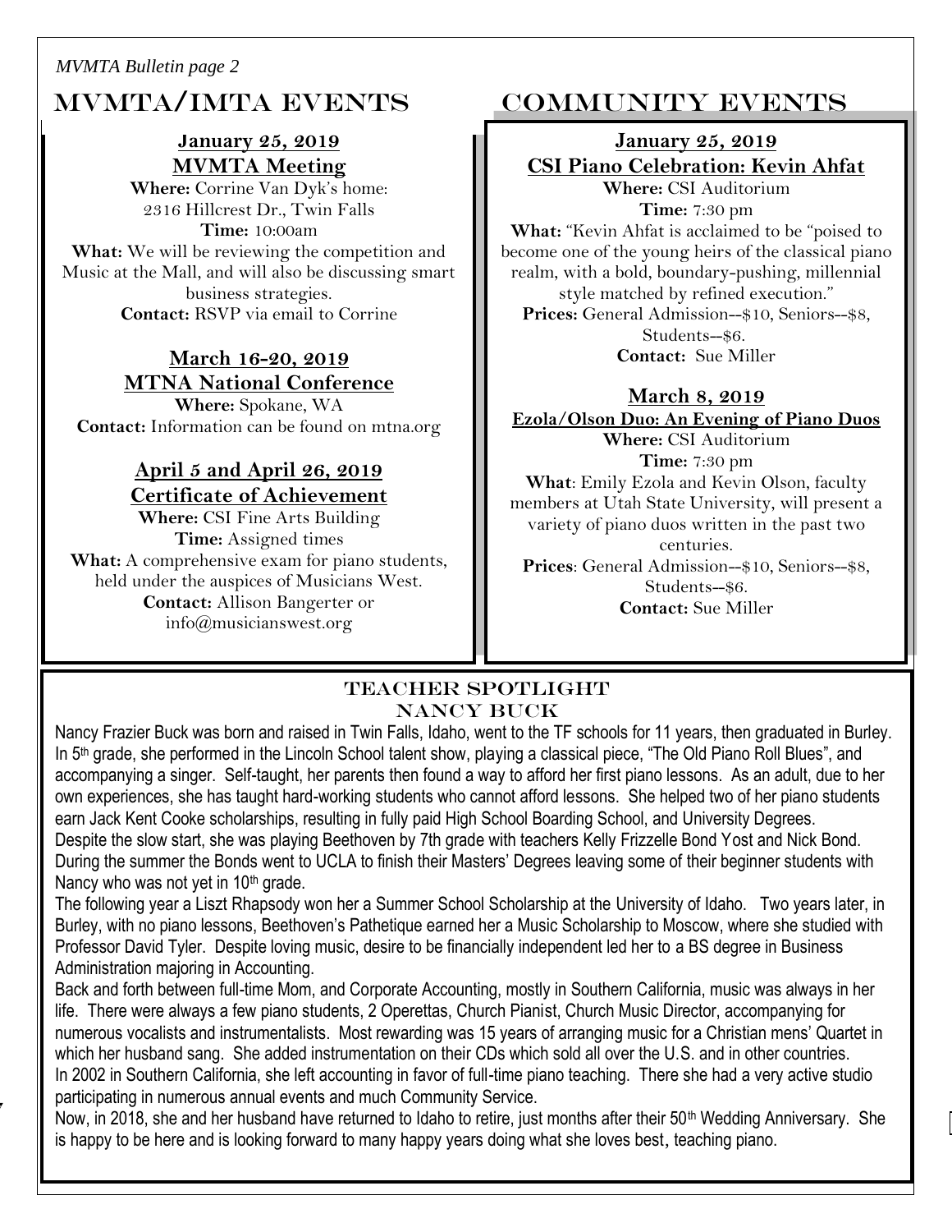# MVMTA/IMTA Events

### January 25, 2019
### MVMTA Meeting

**Where:** Corrine Van Dyk's home: 2316 Hillcrest Dr., Twin Falls
**Time:** 10:00am
**What:** We will be reviewing the competition and Music at the Mall, and will also be discussing smart business strategies.
**Contact:** RSVP via email to Corrine

### March 16-20, 2019
### MTNA National Conference

**Where:** Spokane, WA
**Contact:** Information can be found on mtna.org

### April 5 and April 26, 2019
### Certificate of Achievement

**Where:** CSI Fine Arts Building
**Time:** Assigned times
**What:** A comprehensive exam for piano students, held under the auspices of Musicians West.
**Contact:** Allison Bangerter or info@musicianswest.org

# Community Events

### January 25, 2019
### CSI Piano Celebration: Kevin Ahfat

**Where:** CSI Auditorium
**Time:** 7:30 pm
**What:** "Kevin Ahfat is acclaimed to be "poised to become one of the young heirs of the classical piano realm, with a bold, boundary-pushing, millennial style matched by refined execution."
**Prices:** General Admission--$10, Seniors--$8, Students--$6.
**Contact:** Sue Miller

### March 8, 2019
### Ezola/Olson Duo: An Evening of Piano Duos

**Where:** CSI Auditorium
**Time:** 7:30 pm
**What**: Emily Ezola and Kevin Olson, faculty members at Utah State University, will present a variety of piano duos written in the past two centuries.
**Prices**: General Admission--$10, Seniors--$8, Students--$6.
**Contact:** Sue Miller

## Teacher Spotlight
## Nancy Buck

Nancy Frazier Buck was born and raised in Twin Falls, Idaho, went to the TF schools for 11 years, then graduated in Burley. In 5th grade, she performed in the Lincoln School talent show, playing a classical piece, "The Old Piano Roll Blues", and accompanying a singer. Self-taught, her parents then found a way to afford her first piano lessons. As an adult, due to her own experiences, she has taught hard-working students who cannot afford lessons. She helped two of her piano students earn Jack Kent Cooke scholarships, resulting in fully paid High School Boarding School, and University Degrees.
Despite the slow start, she was playing Beethoven by 7th grade with teachers Kelly Frizzelle Bond Yost and Nick Bond. During the summer the Bonds went to UCLA to finish their Masters' Degrees leaving some of their beginner students with Nancy who was not yet in 10th grade.
The following year a Liszt Rhapsody won her a Summer School Scholarship at the University of Idaho. Two years later, in Burley, with no piano lessons, Beethoven's Pathetique earned her a Music Scholarship to Moscow, where she studied with Professor David Tyler. Despite loving music, desire to be financially independent led her to a BS degree in Business Administration majoring in Accounting.
Back and forth between full-time Mom, and Corporate Accounting, mostly in Southern California, music was always in her life. There were always a few piano students, 2 Operettas, Church Pianist, Church Music Director, accompanying for numerous vocalists and instrumentalists. Most rewarding was 15 years of arranging music for a Christian mens' Quartet in which her husband sang. She added instrumentation on their CDs which sold all over the U.S. and in other countries.
In 2002 in Southern California, she left accounting in favor of full-time piano teaching. There she had a very active studio participating in numerous annual events and much Community Service.
Now, in 2018, she and her husband have returned to Idaho to retire, just months after their 50th Wedding Anniversary. She is happy to be here and is looking forward to many happy years doing what she loves best, teaching piano.